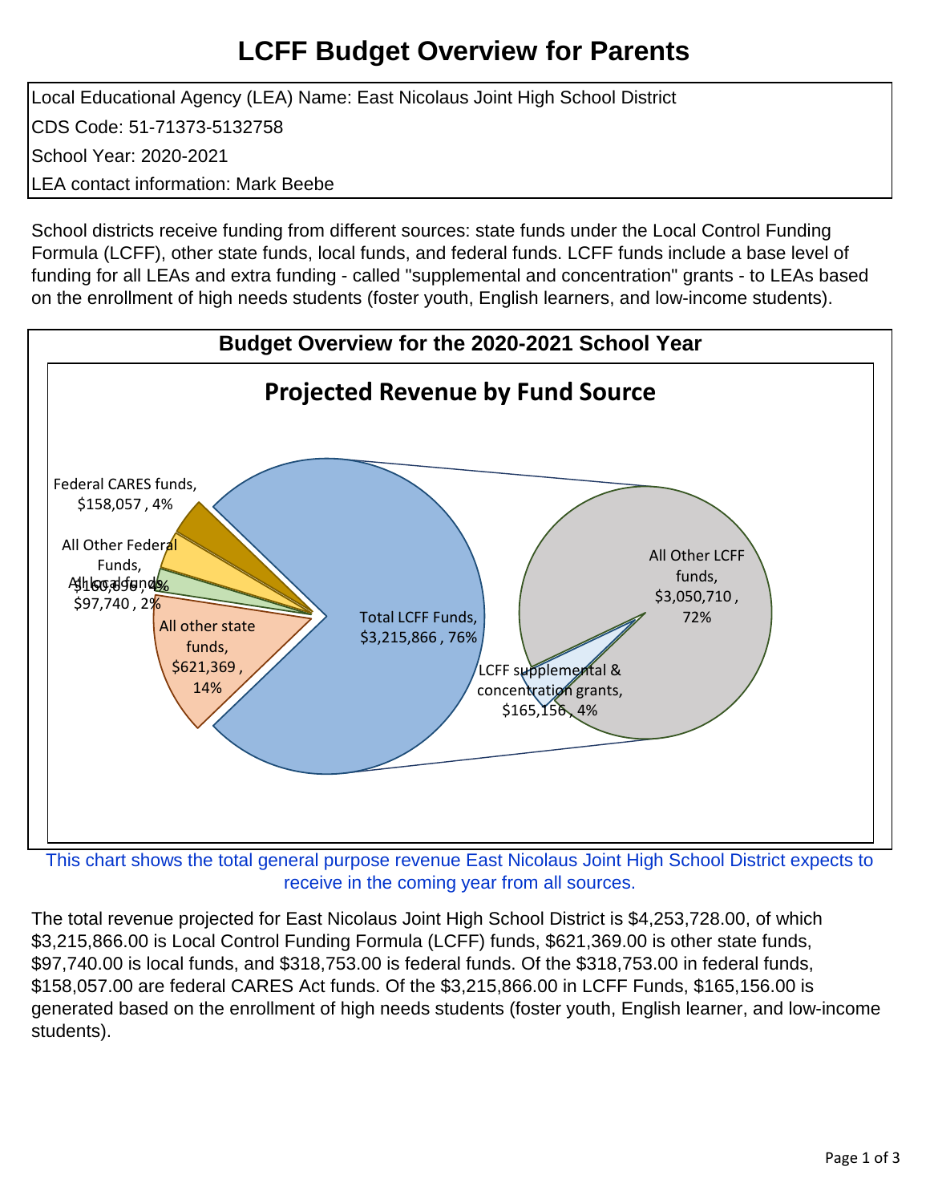# LCFF Budget Overview for Parents

Local Educational Agency (LEA) Name: East Nicolaus Joint High School District
CDS Code: 51-71373-5132758
School Year: 2020-2021
LEA contact information: Mark Beebe

School districts receive funding from different sources: state funds under the Local Control Funding Formula (LCFF), other state funds, local funds, and federal funds. LCFF funds include a base level of funding for all LEAs and extra funding - called "supplemental and concentration" grants - to LEAs based on the enrollment of high needs students (foster youth, English learners, and low-income students).

## Budget Overview for the 2020-2021 School Year

### Projected Revenue by Fund Source

- Federal CARES funds, $158,057 , 4%
- All Other Federal Funds, $160,696 , 4%
- All local funds, $97,740 , 2%
- All other state funds, $621,369 , 14%
- Total LCFF Funds, $3,215,866 , 76%
  - All Other LCFF funds, $3,050,710 , 72%
  - LCFF supplemental & concentration grants, $165,156 , 4%

This chart shows the total general purpose revenue East Nicolaus Joint High School District expects to receive in the coming year from all sources.

The total revenue projected for East Nicolaus Joint High School District is $4,253,728.00, of which $3,215,866.00 is Local Control Funding Formula (LCFF) funds, $621,369.00 is other state funds, $97,740.00 is local funds, and $318,753.00 is federal funds. Of the $318,753.00 in federal funds, $158,057.00 are federal CARES Act funds. Of the $3,215,866.00 in LCFF Funds, $165,156.00 is generated based on the enrollment of high needs students (foster youth, English learner, and low-income students).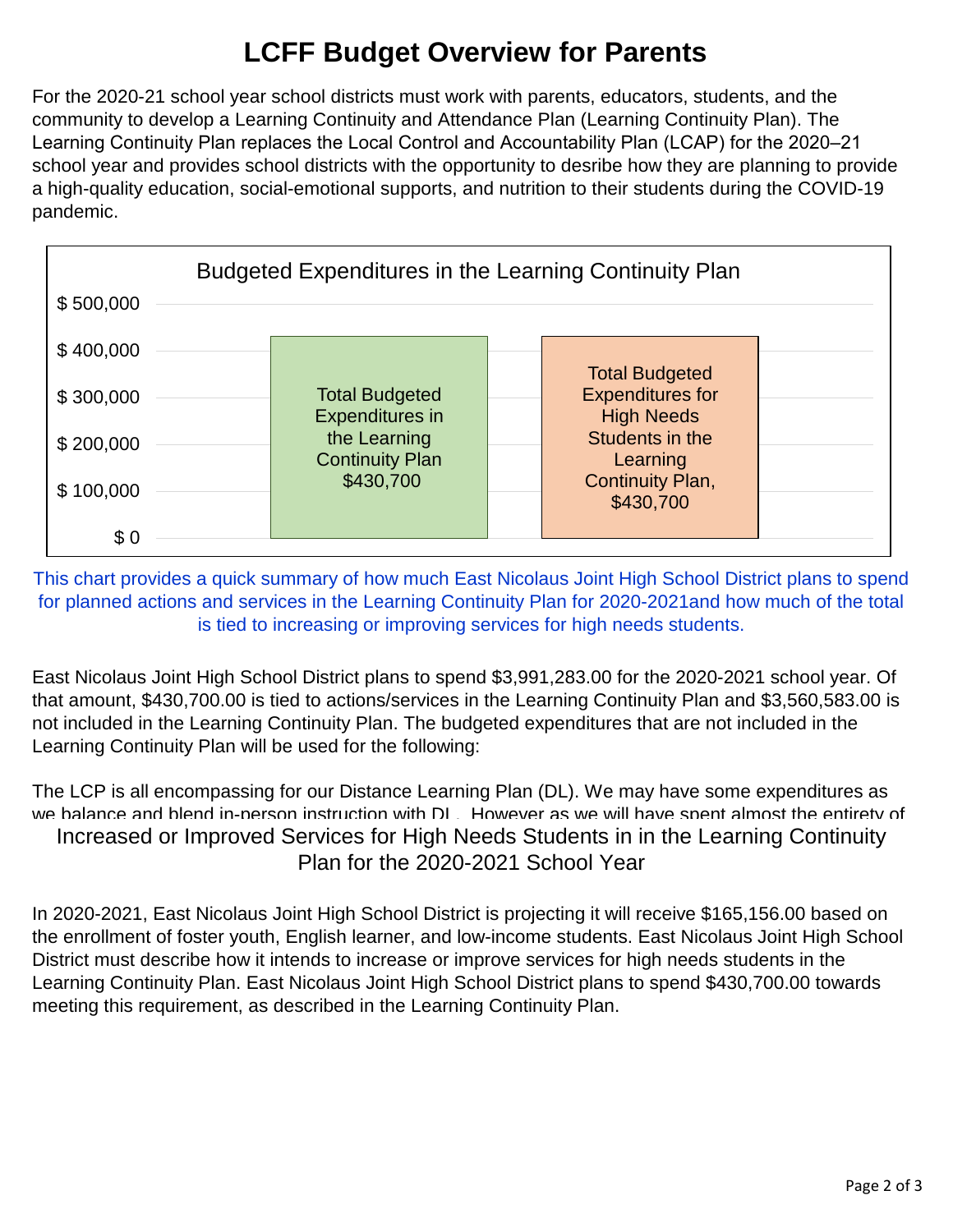# LCFF Budget Overview for Parents

For the 2020-21 school year school districts must work with parents, educators, students, and the community to develop a Learning Continuity and Attendance Plan (Learning Continuity Plan). The Learning Continuity Plan replaces the Local Control and Accountability Plan (LCAP) for the 2020–21 school year and provides school districts with the opportunity to desribe how they are planning to provide a high-quality education, social-emotional supports, and nutrition to their students during the COVID-19 pandemic.

**Budgeted Expenditures in the Learning Continuity Plan**

| Category | Amount |
| --- | --- |
| Total Budgeted Expenditures in the Learning Continuity Plan | $430,700 |
| Total Budgeted Expenditures for High Needs Students in the Learning Continuity Plan | $430,700 |

This chart provides a quick summary of how much East Nicolaus Joint High School District plans to spend for planned actions and services in the Learning Continuity Plan for 2020-2021and how much of the total is tied to increasing or improving services for high needs students.

East Nicolaus Joint High School District plans to spend $3,991,283.00 for the 2020-2021 school year. Of that amount, $430,700.00 is tied to actions/services in the Learning Continuity Plan and $3,560,583.00 is not included in the Learning Continuity Plan. The budgeted expenditures that are not included in the Learning Continuity Plan will be used for the following:

The LCP is all encompassing for our Distance Learning Plan (DL). We may have some expenditures as we balance and blend in-person instruction with DL. However as we will have spent almost the entirety of

## Increased or Improved Services for High Needs Students in in the Learning Continuity Plan for the 2020-2021 School Year

In 2020-2021, East Nicolaus Joint High School District is projecting it will receive $165,156.00 based on the enrollment of foster youth, English learner, and low-income students. East Nicolaus Joint High School District must describe how it intends to increase or improve services for high needs students in the Learning Continuity Plan. East Nicolaus Joint High School District plans to spend $430,700.00 towards meeting this requirement, as described in the Learning Continuity Plan.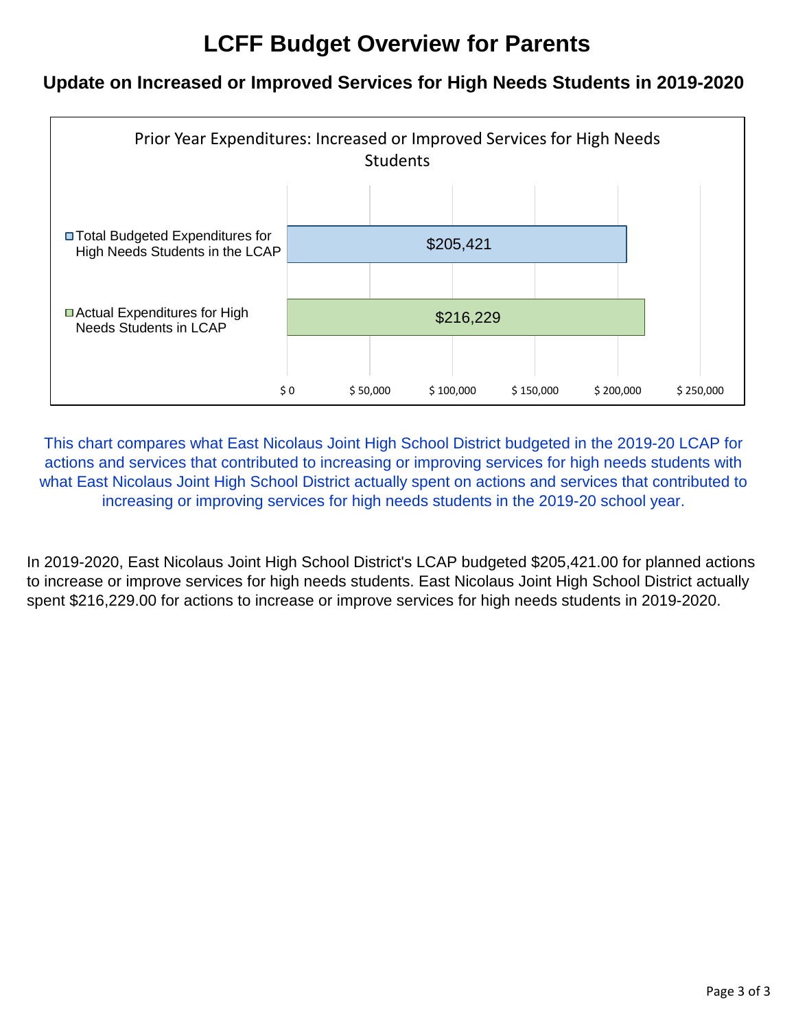# LCFF Budget Overview for Parents

## Update on Increased or Improved Services for High Needs Students in 2019-2020

Prior Year Expenditures: Increased or Improved Services for High Needs Students

Total Budgeted Expenditures for High Needs Students in the LCAP

$205,421

Actual Expenditures for High Needs Students in LCAP

$216,229

$ 0
$ 50,000
$ 100,000
$ 150,000
$ 200,000
$ 250,000

This chart compares what East Nicolaus Joint High School District budgeted in the 2019-20 LCAP for actions and services that contributed to increasing or improving services for high needs students with what East Nicolaus Joint High School District actually spent on actions and services that contributed to increasing or improving services for high needs students in the 2019-20 school year.

In 2019-2020, East Nicolaus Joint High School District's LCAP budgeted $205,421.00 for planned actions to increase or improve services for high needs students. East Nicolaus Joint High School District actually spent $216,229.00 for actions to increase or improve services for high needs students in 2019-2020.